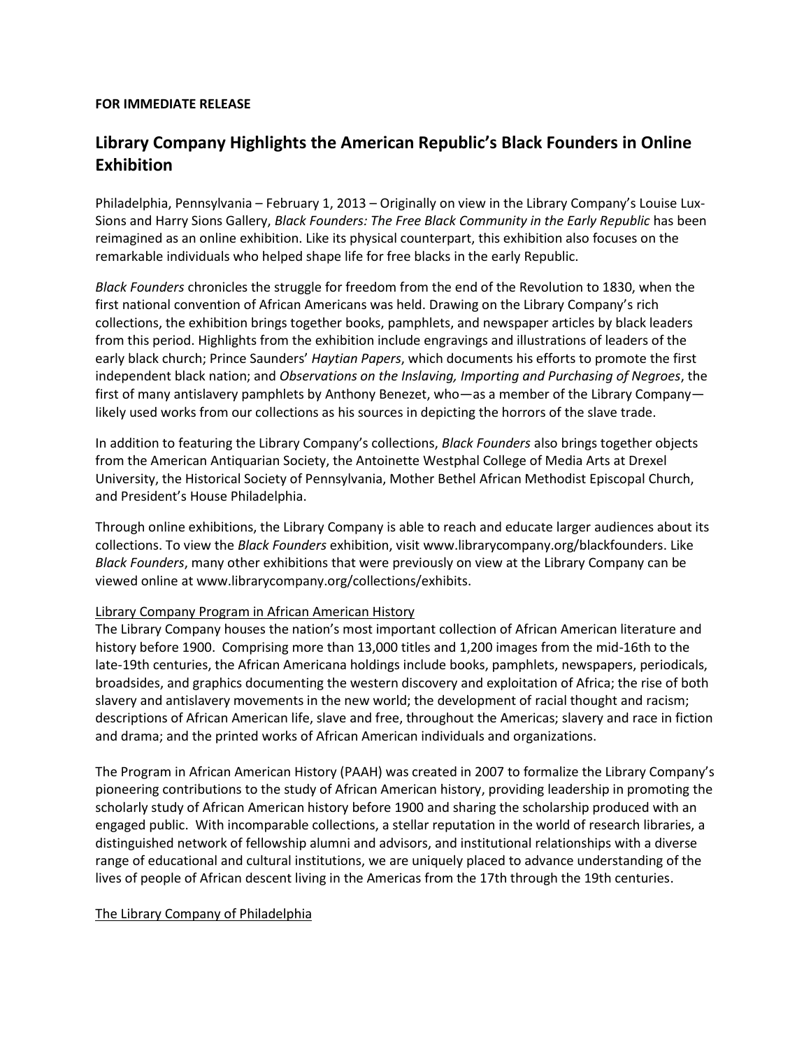**FOR IMMEDIATE RELEASE**

## Library Company Highlights the American Republic's Black Founders in Online Exhibition

Philadelphia, Pennsylvania – February 1, 2013 – Originally on view in the Library Company's Louise Lux-Sions and Harry Sions Gallery, *Black Founders: The Free Black Community in the Early Republic* has been reimagined as an online exhibition. Like its physical counterpart, this exhibition also focuses on the remarkable individuals who helped shape life for free blacks in the early Republic.

*Black Founders* chronicles the struggle for freedom from the end of the Revolution to 1830, when the first national convention of African Americans was held. Drawing on the Library Company's rich collections, the exhibition brings together books, pamphlets, and newspaper articles by black leaders from this period. Highlights from the exhibition include engravings and illustrations of leaders of the early black church; Prince Saunders' *Haytian Papers*, which documents his efforts to promote the first independent black nation; and *Observations on the Inslaving, Importing and Purchasing of Negroes*, the first of many antislavery pamphlets by Anthony Benezet, who—as a member of the Library Company—likely used works from our collections as his sources in depicting the horrors of the slave trade.

In addition to featuring the Library Company's collections, *Black Founders* also brings together objects from the American Antiquarian Society, the Antoinette Westphal College of Media Arts at Drexel University, the Historical Society of Pennsylvania, Mother Bethel African Methodist Episcopal Church, and President's House Philadelphia.

Through online exhibitions, the Library Company is able to reach and educate larger audiences about its collections. To view the *Black Founders* exhibition, visit www.librarycompany.org/blackfounders. Like *Black Founders*, many other exhibitions that were previously on view at the Library Company can be viewed online at www.librarycompany.org/collections/exhibits.

### Library Company Program in African American History

The Library Company houses the nation's most important collection of African American literature and history before 1900. Comprising more than 13,000 titles and 1,200 images from the mid-16th to the late-19th centuries, the African Americana holdings include books, pamphlets, newspapers, periodicals, broadsides, and graphics documenting the western discovery and exploitation of Africa; the rise of both slavery and antislavery movements in the new world; the development of racial thought and racism; descriptions of African American life, slave and free, throughout the Americas; slavery and race in fiction and drama; and the printed works of African American individuals and organizations.

The Program in African American History (PAAH) was created in 2007 to formalize the Library Company's pioneering contributions to the study of African American history, providing leadership in promoting the scholarly study of African American history before 1900 and sharing the scholarship produced with an engaged public. With incomparable collections, a stellar reputation in the world of research libraries, a distinguished network of fellowship alumni and advisors, and institutional relationships with a diverse range of educational and cultural institutions, we are uniquely placed to advance understanding of the lives of people of African descent living in the Americas from the 17th through the 19th centuries.

### The Library Company of Philadelphia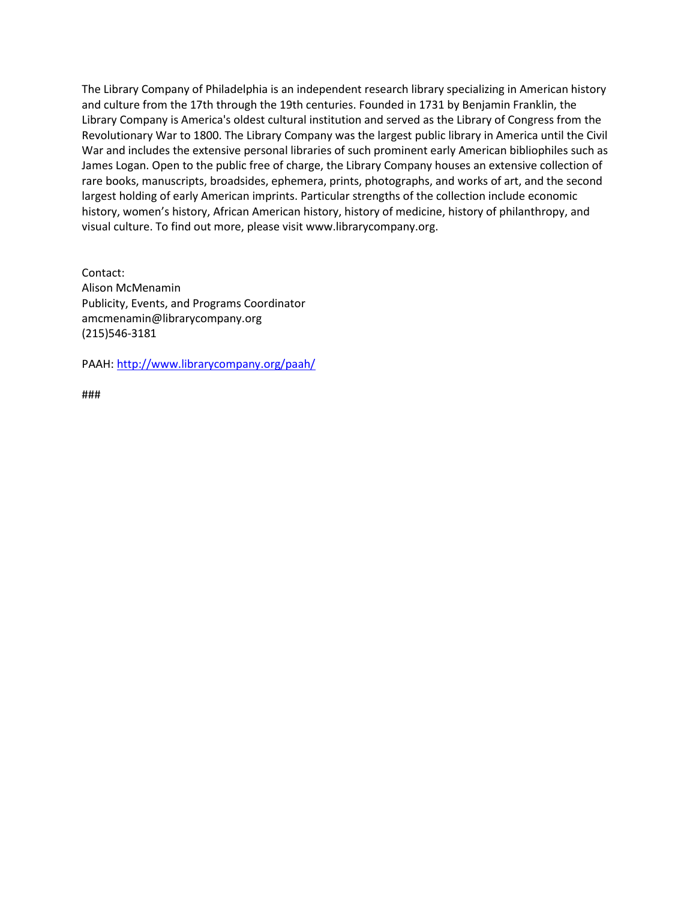The Library Company of Philadelphia is an independent research library specializing in American history and culture from the 17th through the 19th centuries. Founded in 1731 by Benjamin Franklin, the Library Company is America's oldest cultural institution and served as the Library of Congress from the Revolutionary War to 1800. The Library Company was the largest public library in America until the Civil War and includes the extensive personal libraries of such prominent early American bibliophiles such as James Logan. Open to the public free of charge, the Library Company houses an extensive collection of rare books, manuscripts, broadsides, ephemera, prints, photographs, and works of art, and the second largest holding of early American imprints. Particular strengths of the collection include economic history, women's history, African American history, history of medicine, history of philanthropy, and visual culture. To find out more, please visit www.librarycompany.org.

Contact:
Alison McMenamin
Publicity, Events, and Programs Coordinator
amcmenamin@librarycompany.org
(215)546-3181

PAAH: http://www.librarycompany.org/paah/

###